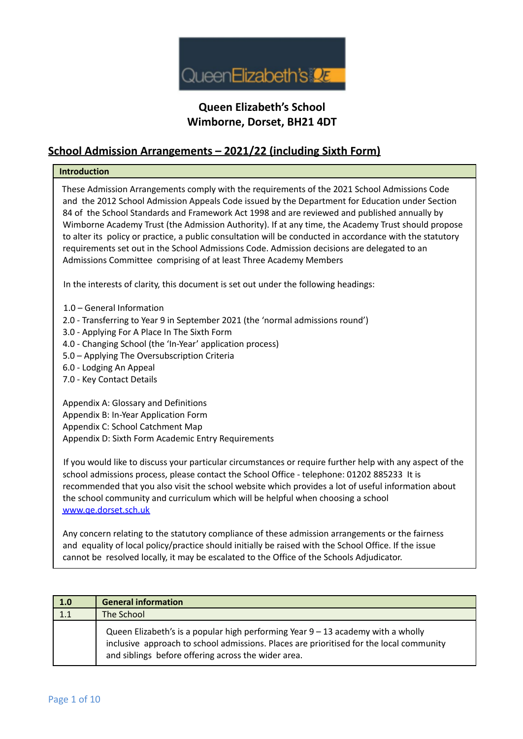# Queen Elizabeth's School
## Wimborne, Dorset, BH21 4DT

## School Admission Arrangements – 2021/22 (including Sixth Form)

| Introduction |
|---|
| These Admission Arrangements comply with the requirements of the 2021 School Admissions Code and the 2012 School Admission Appeals Code issued by the Department for Education under Section 84 of the School Standards and Framework Act 1998 and are reviewed and published annually by Wimborne Academy Trust (the Admission Authority). If at any time, the Academy Trust should propose to alter its policy or practice, a public consultation will be conducted in accordance with the statutory requirements set out in the School Admissions Code. Admission decisions are delegated to an Admissions Committee comprising of at least Three Academy Members<br><br>In the interests of clarity, this document is set out under the following headings:<br><br>1.0 – General Information<br>2.0 - Transferring to Year 9 in September 2021 (the 'normal admissions round')<br>3.0 - Applying For A Place In The Sixth Form<br>4.0 - Changing School (the 'In-Year' application process)<br>5.0 – Applying The Oversubscription Criteria<br>6.0 - Lodging An Appeal<br>7.0 - Key Contact Details<br><br>Appendix A: Glossary and Definitions<br>Appendix B: In-Year Application Form<br>Appendix C: School Catchment Map<br>Appendix D: Sixth Form Academic Entry Requirements<br><br>If you would like to discuss your particular circumstances or require further help with any aspect of the school admissions process, please contact the School Office - telephone: 01202 885233 It is recommended that you also visit the school website which provides a lot of useful information about the school community and curriculum which will be helpful when choosing a school [www.qe.dorset.sch.uk](http://www.qe.dorset.sch.uk)<br><br>Any concern relating to the statutory compliance of these admission arrangements or the fairness and equality of local policy/practice should initially be raised with the School Office. If the issue cannot be resolved locally, it may be escalated to the Office of the Schools Adjudicator. |

| 1.0 | General information |
|---|---|
| 1.1 | The School |
| | Queen Elizabeth's is a popular high performing Year 9 – 13 academy with a wholly inclusive approach to school admissions. Places are prioritised for the local community and siblings before offering across the wider area. |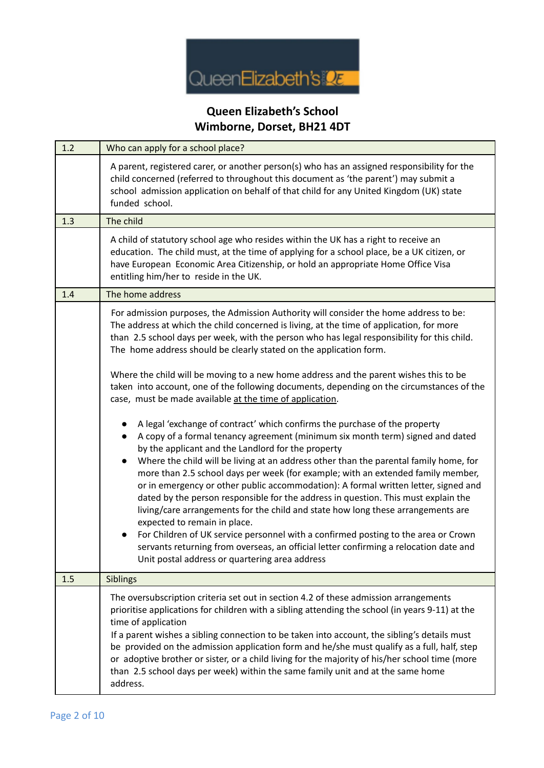**Queen Elizabeth's School**
**Wimborne, Dorset, BH21 4DT**

| 1.2 | Who can apply for a school place? |
|---|---|
| | A parent, registered carer, or another person(s) who has an assigned responsibility for the child concerned (referred to throughout this document as 'the parent') may submit a school admission application on behalf of that child for any United Kingdom (UK) state funded school. |
| 1.3 | The child |
| | A child of statutory school age who resides within the UK has a right to receive an education. The child must, at the time of applying for a school place, be a UK citizen, or have European Economic Area Citizenship, or hold an appropriate Home Office Visa entitling him/her to reside in the UK. |
| 1.4 | The home address |
| | For admission purposes, the Admission Authority will consider the home address to be: The address at which the child concerned is living, at the time of application, for more than 2.5 school days per week, with the person who has legal responsibility for this child. The home address should be clearly stated on the application form.<br><br>Where the child will be moving to a new home address and the parent wishes this to be taken into account, one of the following documents, depending on the circumstances of the case, must be made available <u>at the time of application</u>.<br><br>• A legal 'exchange of contract' which confirms the purchase of the property<br>• A copy of a formal tenancy agreement (minimum six month term) signed and dated by the applicant and the Landlord for the property<br>• Where the child will be living at an address other than the parental family home, for more than 2.5 school days per week (for example; with an extended family member, or in emergency or other public accommodation): A formal written letter, signed and dated by the person responsible for the address in question. This must explain the living/care arrangements for the child and state how long these arrangements are expected to remain in place.<br>• For Children of UK service personnel with a confirmed posting to the area or Crown servants returning from overseas, an official letter confirming a relocation date and Unit postal address or quartering area address |
| 1.5 | Siblings |
| | The oversubscription criteria set out in section 4.2 of these admission arrangements prioritise applications for children with a sibling attending the school (in years 9-11) at the time of application<br>If a parent wishes a sibling connection to be taken into account, the sibling's details must be provided on the admission application form and he/she must qualify as a full, half, step or adoptive brother or sister, or a child living for the majority of his/her school time (more than 2.5 school days per week) within the same family unit and at the same home address. |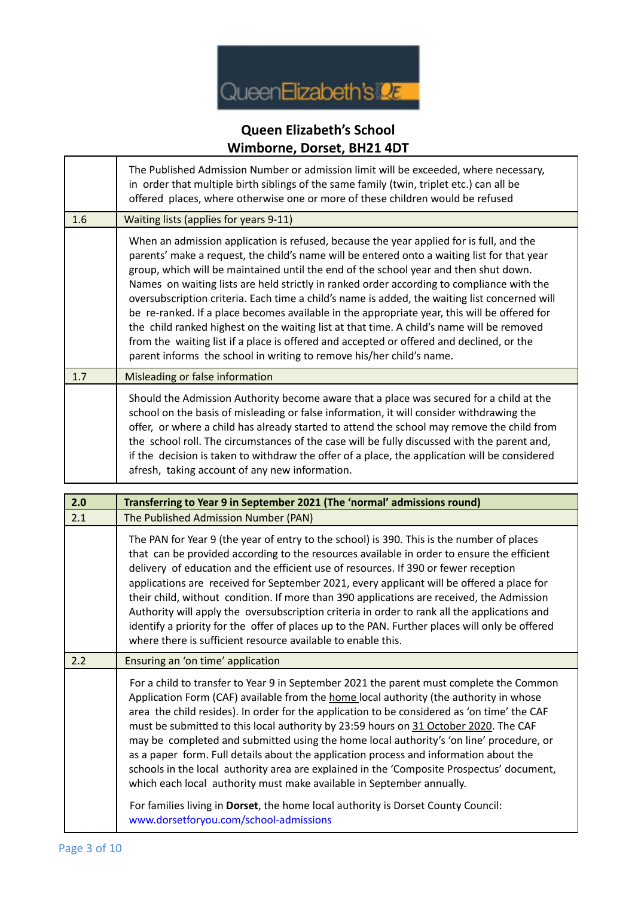**Queen Elizabeth's School**
**Wimborne, Dorset, BH21 4DT**

| | |
|---|---|
| | The Published Admission Number or admission limit will be exceeded, where necessary, in order that multiple birth siblings of the same family (twin, triplet etc.) can all be offered places, where otherwise one or more of these children would be refused |
| 1.6 | Waiting lists (applies for years 9-11) |
| | When an admission application is refused, because the year applied for is full, and the parents' make a request, the child's name will be entered onto a waiting list for that year group, which will be maintained until the end of the school year and then shut down. Names on waiting lists are held strictly in ranked order according to compliance with the oversubscription criteria. Each time a child's name is added, the waiting list concerned will be re-ranked. If a place becomes available in the appropriate year, this will be offered for the child ranked highest on the waiting list at that time. A child's name will be removed from the waiting list if a place is offered and accepted or offered and declined, or the parent informs the school in writing to remove his/her child's name. |
| 1.7 | Misleading or false information |
| | Should the Admission Authority become aware that a place was secured for a child at the school on the basis of misleading or false information, it will consider withdrawing the offer, or where a child has already started to attend the school may remove the child from the school roll. The circumstances of the case will be fully discussed with the parent and, if the decision is taken to withdraw the offer of a place, the application will be considered afresh, taking account of any new information. |

| **2.0** | **Transferring to Year 9 in September 2021 (The 'normal' admissions round)** |
|---|---|
| 2.1 | The Published Admission Number (PAN) |
| | The PAN for Year 9 (the year of entry to the school) is 390. This is the number of places that can be provided according to the resources available in order to ensure the efficient delivery of education and the efficient use of resources. If 390 or fewer reception applications are received for September 2021, every applicant will be offered a place for their child, without condition. If more than 390 applications are received, the Admission Authority will apply the oversubscription criteria in order to rank all the applications and identify a priority for the offer of places up to the PAN. Further places will only be offered where there is sufficient resource available to enable this. |
| 2.2 | Ensuring an 'on time' application |
| | For a child to transfer to Year 9 in September 2021 the parent must complete the Common Application Form (CAF) available from the home local authority (the authority in whose area the child resides). In order for the application to be considered as 'on time' the CAF must be submitted to this local authority by 23:59 hours on 31 October 2020. The CAF may be completed and submitted using the home local authority's 'on line' procedure, or as a paper form. Full details about the application process and information about the schools in the local authority area are explained in the 'Composite Prospectus' document, which each local authority must make available in September annually.<br><br>For families living in **Dorset**, the home local authority is Dorset County Council: www.dorsetforyou.com/school-admissions |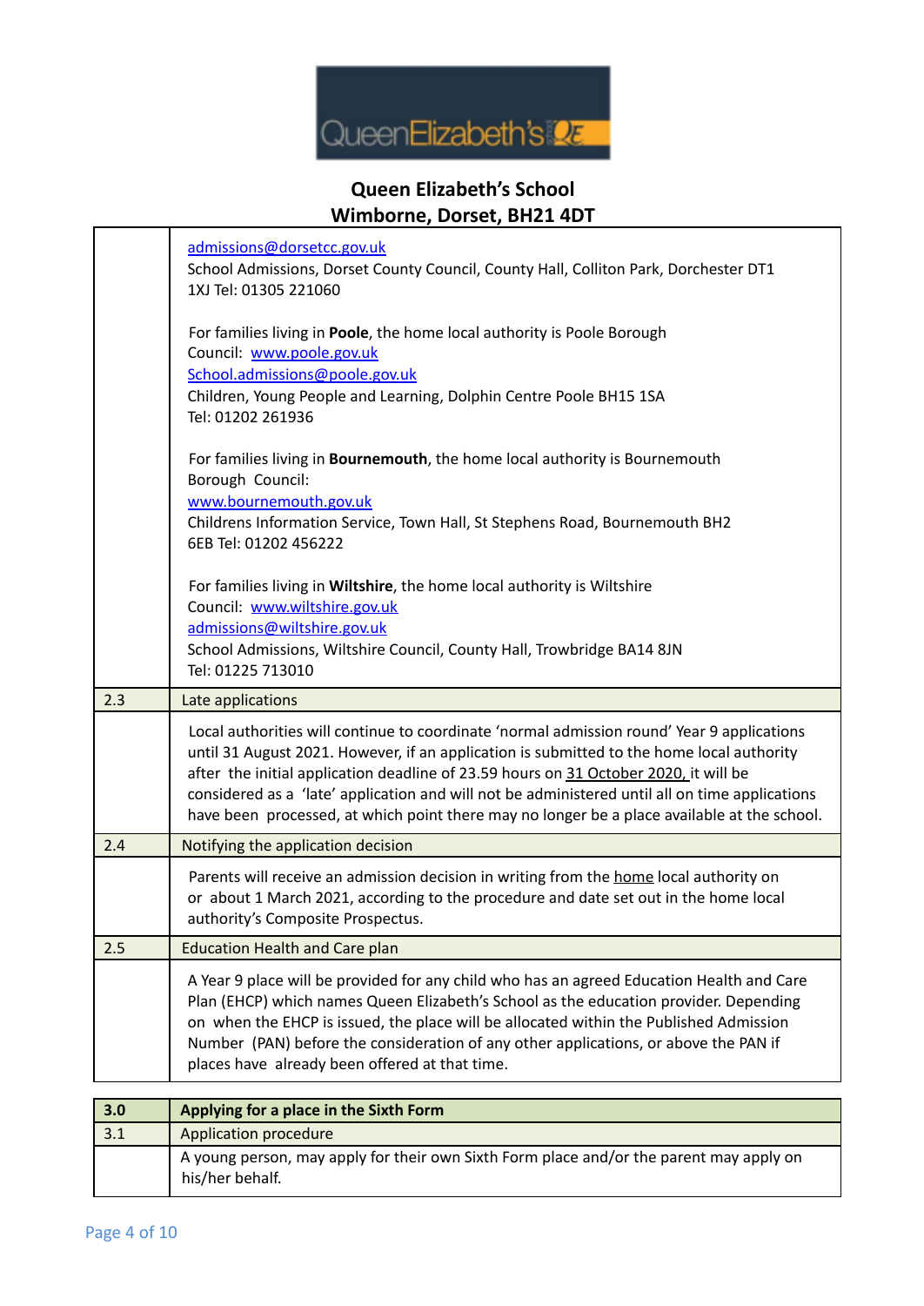# Queen Elizabeth's School
## Wimborne, Dorset, BH21 4DT

| | |
|---|---|
| | admissions@dorsetcc.gov.uk<br>School Admissions, Dorset County Council, County Hall, Colliton Park, Dorchester DT1 1XJ Tel: 01305 221060<br><br>For families living in **Poole**, the home local authority is Poole Borough Council: www.poole.gov.uk<br>School.admissions@poole.gov.uk<br>Children, Young People and Learning, Dolphin Centre Poole BH15 1SA<br>Tel: 01202 261936<br><br>For families living in **Bournemouth**, the home local authority is Bournemouth Borough Council:<br>www.bournemouth.gov.uk<br>Childrens Information Service, Town Hall, St Stephens Road, Bournemouth BH2 6EB Tel: 01202 456222<br><br>For families living in **Wiltshire**, the home local authority is Wiltshire Council: www.wiltshire.gov.uk<br>admissions@wiltshire.gov.uk<br>School Admissions, Wiltshire Council, County Hall, Trowbridge BA14 8JN<br>Tel: 01225 713010 |
| 2.3 | Late applications |
| | Local authorities will continue to coordinate 'normal admission round' Year 9 applications until 31 August 2021. However, if an application is submitted to the home local authority after the initial application deadline of 23.59 hours on 31 October 2020, it will be considered as a 'late' application and will not be administered until all on time applications have been processed, at which point there may no longer be a place available at the school. |
| 2.4 | Notifying the application decision |
| | Parents will receive an admission decision in writing from the home local authority on or about 1 March 2021, according to the procedure and date set out in the home local authority's Composite Prospectus. |
| 2.5 | Education Health and Care plan |
| | A Year 9 place will be provided for any child who has an agreed Education Health and Care Plan (EHCP) which names Queen Elizabeth's School as the education provider. Depending on when the EHCP is issued, the place will be allocated within the Published Admission Number (PAN) before the consideration of any other applications, or above the PAN if places have already been offered at that time. |

| | |
|---|---|
| **3.0** | **Applying for a place in the Sixth Form** |
| 3.1 | Application procedure |
| | A young person, may apply for their own Sixth Form place and/or the parent may apply on his/her behalf. |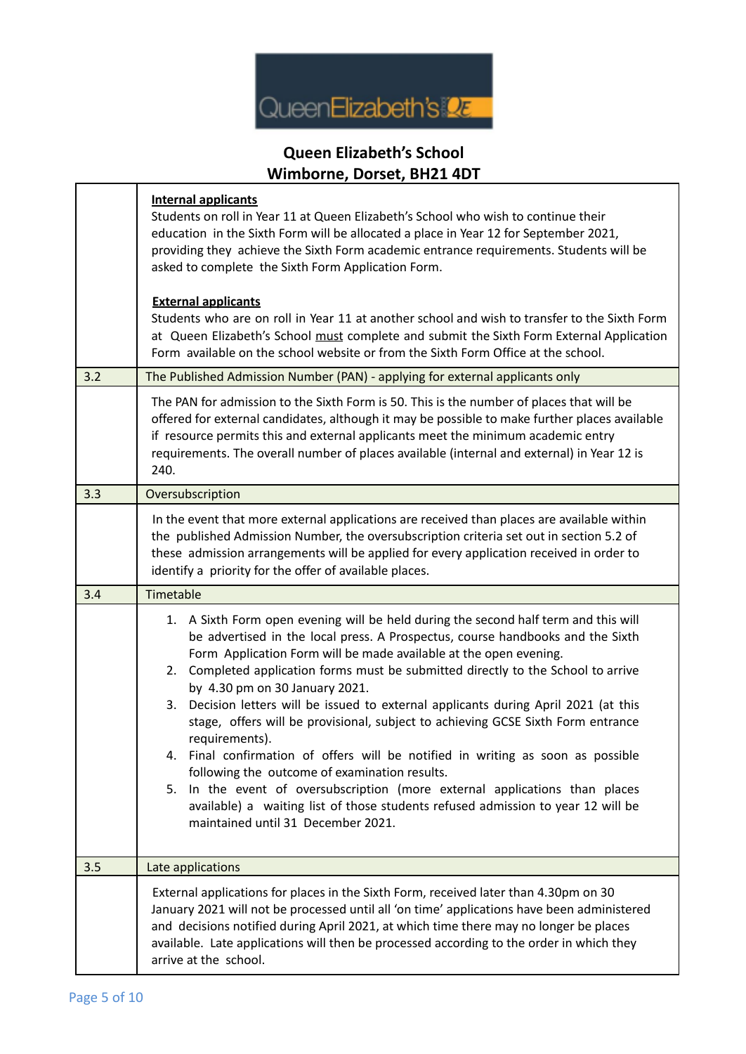**Queen Elizabeth's School**
**Wimborne, Dorset, BH21 4DT**

| | |
|---|---|
| | **Internal applicants**<br>Students on roll in Year 11 at Queen Elizabeth's School who wish to continue their education in the Sixth Form will be allocated a place in Year 12 for September 2021, providing they achieve the Sixth Form academic entrance requirements. Students will be asked to complete the Sixth Form Application Form.<br><br>**External applicants**<br>Students who are on roll in Year 11 at another school and wish to transfer to the Sixth Form at Queen Elizabeth's School must complete and submit the Sixth Form External Application Form available on the school website or from the Sixth Form Office at the school. |
| 3.2 | The Published Admission Number (PAN) - applying for external applicants only |
| | The PAN for admission to the Sixth Form is 50. This is the number of places that will be offered for external candidates, although it may be possible to make further places available if resource permits this and external applicants meet the minimum academic entry requirements. The overall number of places available (internal and external) in Year 12 is 240. |
| 3.3 | Oversubscription |
| | In the event that more external applications are received than places are available within the published Admission Number, the oversubscription criteria set out in section 5.2 of these admission arrangements will be applied for every application received in order to identify a priority for the offer of available places. |
| 3.4 | Timetable |
| | 1. A Sixth Form open evening will be held during the second half term and this will be advertised in the local press. A Prospectus, course handbooks and the Sixth Form Application Form will be made available at the open evening.<br>2. Completed application forms must be submitted directly to the School to arrive by 4.30 pm on 30 January 2021.<br>3. Decision letters will be issued to external applicants during April 2021 (at this stage, offers will be provisional, subject to achieving GCSE Sixth Form entrance requirements).<br>4. Final confirmation of offers will be notified in writing as soon as possible following the outcome of examination results.<br>5. In the event of oversubscription (more external applications than places available) a waiting list of those students refused admission to year 12 will be maintained until 31 December 2021. |
| 3.5 | Late applications |
| | External applications for places in the Sixth Form, received later than 4.30pm on 30 January 2021 will not be processed until all 'on time' applications have been administered and decisions notified during April 2021, at which time there may no longer be places available. Late applications will then be processed according to the order in which they arrive at the school. |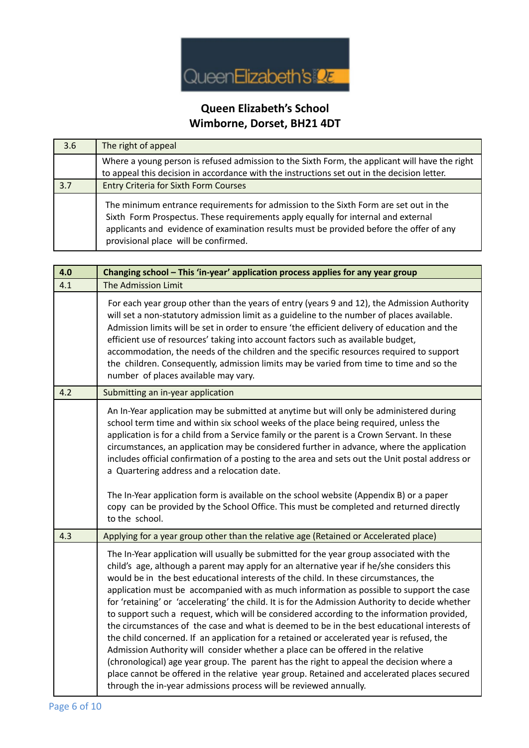**Queen Elizabeth's School**
**Wimborne, Dorset, BH21 4DT**

| 3.6 | The right of appeal |
|---|---|
| | Where a young person is refused admission to the Sixth Form, the applicant will have the right to appeal this decision in accordance with the instructions set out in the decision letter. |
| 3.7 | Entry Criteria for Sixth Form Courses |
| | The minimum entrance requirements for admission to the Sixth Form are set out in the Sixth Form Prospectus. These requirements apply equally for internal and external applicants and evidence of examination results must be provided before the offer of any provisional place will be confirmed. |

| **4.0** | **Changing school – This 'in-year' application process applies for any year group** |
|---|---|
| 4.1 | The Admission Limit |
| | For each year group other than the years of entry (years 9 and 12), the Admission Authority will set a non-statutory admission limit as a guideline to the number of places available. Admission limits will be set in order to ensure 'the efficient delivery of education and the efficient use of resources' taking into account factors such as available budget, accommodation, the needs of the children and the specific resources required to support the children. Consequently, admission limits may be varied from time to time and so the number of places available may vary. |
| 4.2 | Submitting an in-year application |
| | An In-Year application may be submitted at anytime but will only be administered during school term time and within six school weeks of the place being required, unless the application is for a child from a Service family or the parent is a Crown Servant. In these circumstances, an application may be considered further in advance, where the application includes official confirmation of a posting to the area and sets out the Unit postal address or a Quartering address and a relocation date.<br><br>The In-Year application form is available on the school website (Appendix B) or a paper copy can be provided by the School Office. This must be completed and returned directly to the school. |
| 4.3 | Applying for a year group other than the relative age (Retained or Accelerated place) |
| | The In-Year application will usually be submitted for the year group associated with the child's age, although a parent may apply for an alternative year if he/she considers this would be in the best educational interests of the child. In these circumstances, the application must be accompanied with as much information as possible to support the case for 'retaining' or 'accelerating' the child. It is for the Admission Authority to decide whether to support such a request, which will be considered according to the information provided, the circumstances of the case and what is deemed to be in the best educational interests of the child concerned. If an application for a retained or accelerated year is refused, the Admission Authority will consider whether a place can be offered in the relative (chronological) age year group. The parent has the right to appeal the decision where a place cannot be offered in the relative year group. Retained and accelerated places secured through the in-year admissions process will be reviewed annually. |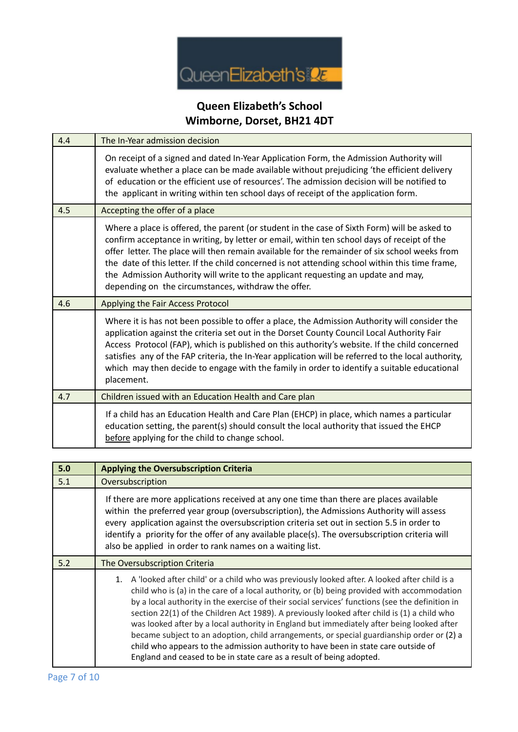**Queen Elizabeth's School**
**Wimborne, Dorset, BH21 4DT**

| 4.4 | The In-Year admission decision |
|---|---|
| | On receipt of a signed and dated In-Year Application Form, the Admission Authority will evaluate whether a place can be made available without prejudicing 'the efficient delivery of education or the efficient use of resources'. The admission decision will be notified to the applicant in writing within ten school days of receipt of the application form. |
| 4.5 | Accepting the offer of a place |
| | Where a place is offered, the parent (or student in the case of Sixth Form) will be asked to confirm acceptance in writing, by letter or email, within ten school days of receipt of the offer letter. The place will then remain available for the remainder of six school weeks from the date of this letter. If the child concerned is not attending school within this time frame, the Admission Authority will write to the applicant requesting an update and may, depending on the circumstances, withdraw the offer. |
| 4.6 | Applying the Fair Access Protocol |
| | Where it is has not been possible to offer a place, the Admission Authority will consider the application against the criteria set out in the Dorset County Council Local Authority Fair Access Protocol (FAP), which is published on this authority's website. If the child concerned satisfies any of the FAP criteria, the In-Year application will be referred to the local authority, which may then decide to engage with the family in order to identify a suitable educational placement. |
| 4.7 | Children issued with an Education Health and Care plan |
| | If a child has an Education Health and Care Plan (EHCP) in place, which names a particular education setting, the parent(s) should consult the local authority that issued the EHCP before applying for the child to change school. |

| **5.0** | **Applying the Oversubscription Criteria** |
|---|---|
| 5.1 | Oversubscription |
| | If there are more applications received at any one time than there are places available within the preferred year group (oversubscription), the Admissions Authority will assess every application against the oversubscription criteria set out in section 5.5 in order to identify a priority for the offer of any available place(s). The oversubscription criteria will also be applied in order to rank names on a waiting list. |
| 5.2 | The Oversubscription Criteria |
| | 1. A 'looked after child' or a child who was previously looked after. A looked after child is a child who is (a) in the care of a local authority, or (b) being provided with accommodation by a local authority in the exercise of their social services' functions (see the definition in section 22(1) of the Children Act 1989). A previously looked after child is (1) a child who was looked after by a local authority in England but immediately after being looked after became subject to an adoption, child arrangements, or special guardianship order or (2) a child who appears to the admission authority to have been in state care outside of England and ceased to be in state care as a result of being adopted. |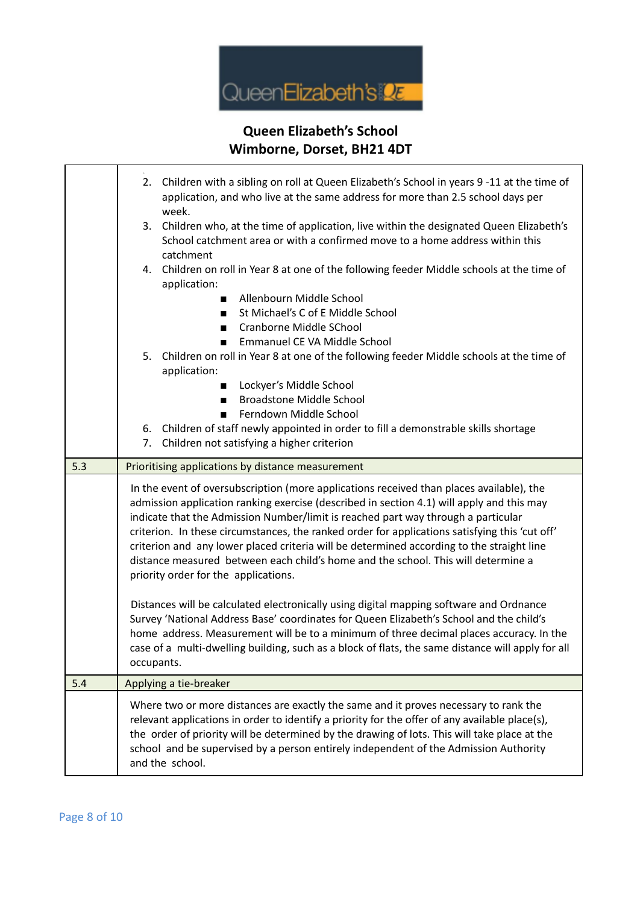**Queen Elizabeth's School**
**Wimborne, Dorset, BH21 4DT**

| | |
|---|---|
| | 2. Children with a sibling on roll at Queen Elizabeth's School in years 9 -11 at the time of application, and who live at the same address for more than 2.5 school days per week.<br>3. Children who, at the time of application, live within the designated Queen Elizabeth's School catchment area or with a confirmed move to a home address within this catchment<br>4. Children on roll in Year 8 at one of the following feeder Middle schools at the time of application:<br>■ Allenbourn Middle School<br>■ St Michael's C of E Middle School<br>■ Cranborne Middle SChool<br>■ Emmanuel CE VA Middle School<br>5. Children on roll in Year 8 at one of the following feeder Middle schools at the time of application:<br>■ Lockyer's Middle School<br>■ Broadstone Middle School<br>■ Ferndown Middle School<br>6. Children of staff newly appointed in order to fill a demonstrable skills shortage<br>7. Children not satisfying a higher criterion |
| 5.3 | Prioritising applications by distance measurement |
| | In the event of oversubscription (more applications received than places available), the admission application ranking exercise (described in section 4.1) will apply and this may indicate that the Admission Number/limit is reached part way through a particular criterion. In these circumstances, the ranked order for applications satisfying this 'cut off' criterion and any lower placed criteria will be determined according to the straight line distance measured between each child's home and the school. This will determine a priority order for the applications.<br><br>Distances will be calculated electronically using digital mapping software and Ordnance Survey 'National Address Base' coordinates for Queen Elizabeth's School and the child's home address. Measurement will be to a minimum of three decimal places accuracy. In the case of a multi-dwelling building, such as a block of flats, the same distance will apply for all occupants. |
| 5.4 | Applying a tie-breaker |
| | Where two or more distances are exactly the same and it proves necessary to rank the relevant applications in order to identify a priority for the offer of any available place(s), the order of priority will be determined by the drawing of lots. This will take place at the school and be supervised by a person entirely independent of the Admission Authority and the school. |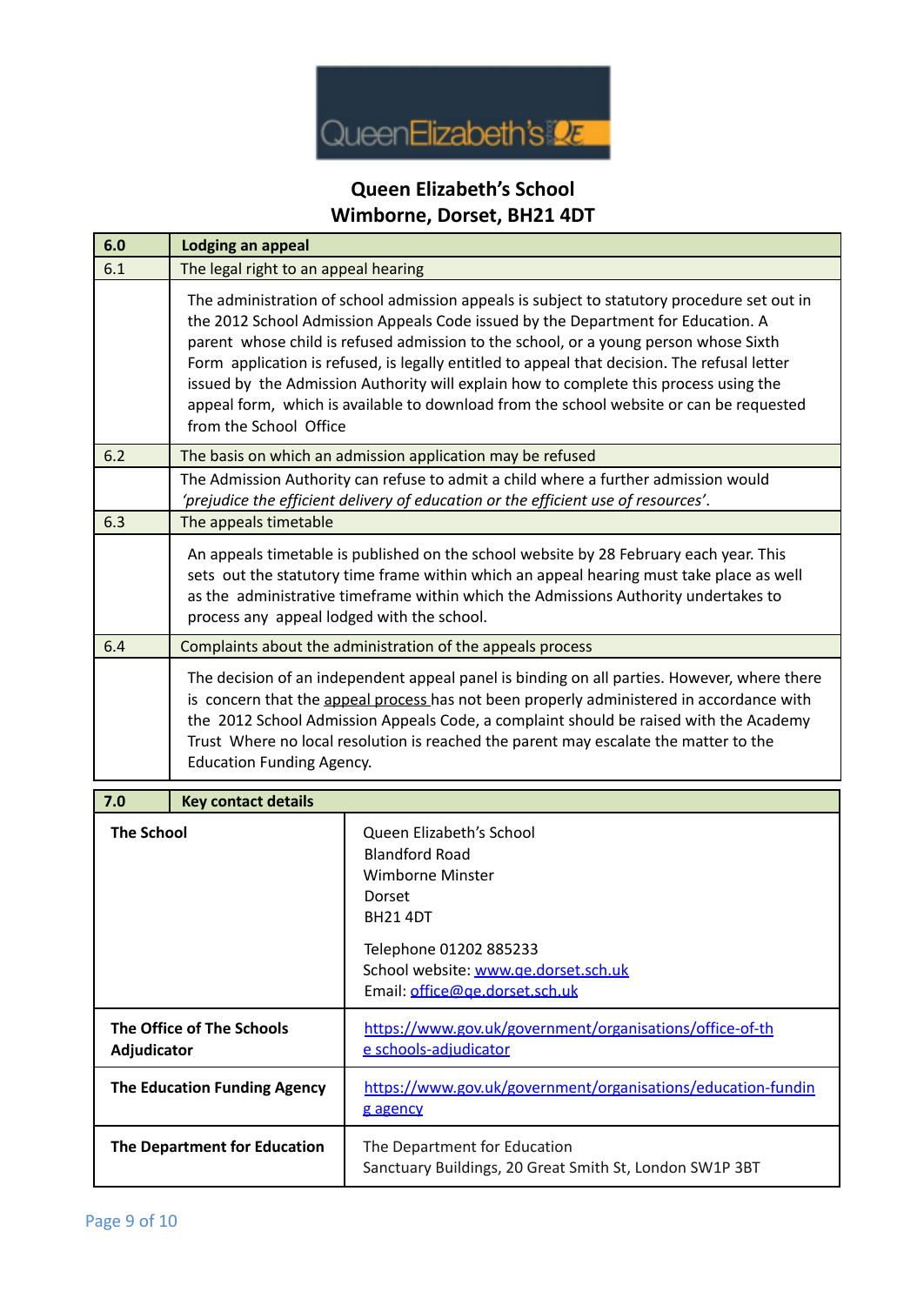**Queen Elizabeth's School**
**Wimborne, Dorset, BH21 4DT**

| 6.0 | **Lodging an appeal** |
|---|---|
| 6.1 | The legal right to an appeal hearing |
| | The administration of school admission appeals is subject to statutory procedure set out in the 2012 School Admission Appeals Code issued by the Department for Education. A parent whose child is refused admission to the school, or a young person whose Sixth Form application is refused, is legally entitled to appeal that decision. The refusal letter issued by the Admission Authority will explain how to complete this process using the appeal form, which is available to download from the school website or can be requested from the School Office |
| 6.2 | The basis on which an admission application may be refused |
| | The Admission Authority can refuse to admit a child where a further admission would *'prejudice the efficient delivery of education or the efficient use of resources'*. |
| 6.3 | The appeals timetable |
| | An appeals timetable is published on the school website by 28 February each year. This sets out the statutory time frame within which an appeal hearing must take place as well as the administrative timeframe within which the Admissions Authority undertakes to process any appeal lodged with the school. |
| 6.4 | Complaints about the administration of the appeals process |
| | The decision of an independent appeal panel is binding on all parties. However, where there is concern that the appeal process has not been properly administered in accordance with the 2012 School Admission Appeals Code, a complaint should be raised with the Academy Trust Where no local resolution is reached the parent may escalate the matter to the Education Funding Agency. |

| 7.0 **Key contact details** | |
|---|---|
| **The School** | Queen Elizabeth's School<br>Blandford Road<br>Wimborne Minster<br>Dorset<br>BH21 4DT<br><br>Telephone 01202 885233<br>School website: www.qe.dorset.sch.uk<br>Email: office@qe.dorset.sch.uk |
| **The Office of The Schools Adjudicator** | https://www.gov.uk/government/organisations/office-of-the schools-adjudicator |
| **The Education Funding Agency** | https://www.gov.uk/government/organisations/education-funding agency |
| **The Department for Education** | The Department for Education<br>Sanctuary Buildings, 20 Great Smith St, London SW1P 3BT |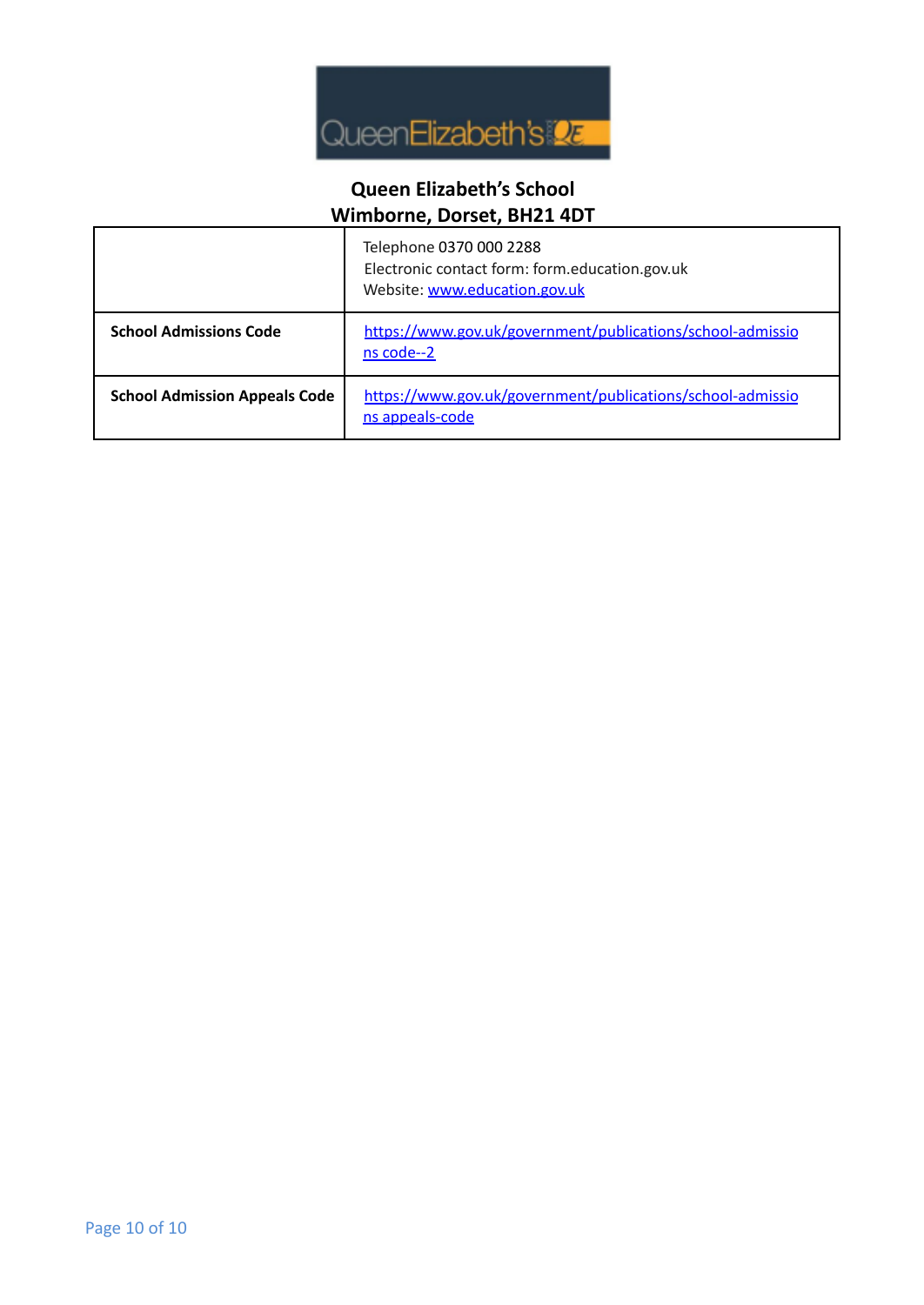**Queen Elizabeth's School**
**Wimborne, Dorset, BH21 4DT**

| | |
|---|---|
| | Telephone 0370 000 2288<br>Electronic contact form: form.education.gov.uk<br>Website: [www.education.gov.uk](http://www.education.gov.uk) |
| **School Admissions Code** | [https://www.gov.uk/government/publications/school-admissions code--2](https://www.gov.uk/government/publications/school-admissions-code--2) |
| **School Admission Appeals Code** | [https://www.gov.uk/government/publications/school-admissions appeals-code](https://www.gov.uk/government/publications/school-admissions-appeals-code) |